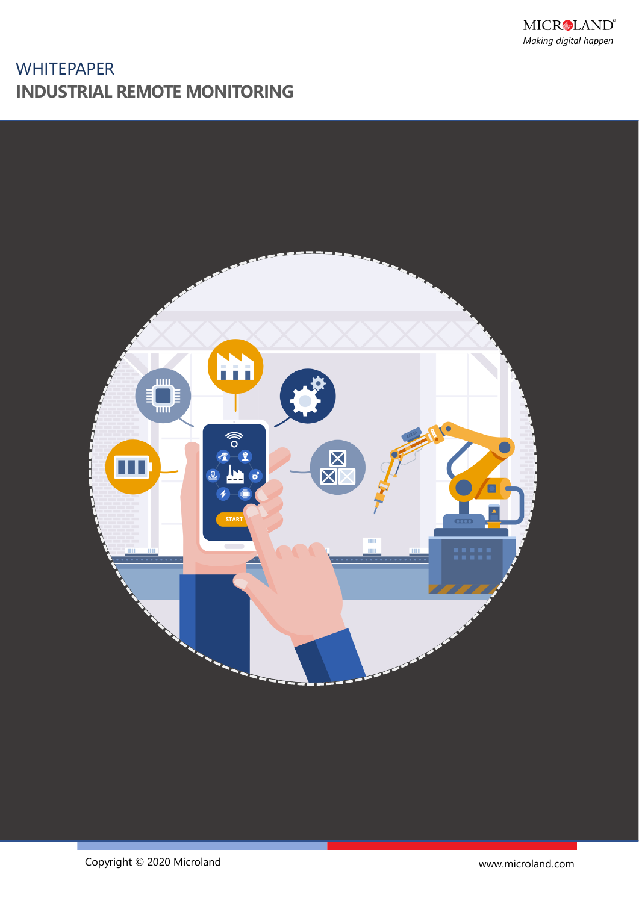# WHITEPAPER

# INDUSTRIAL REMOTE MONITORING

Copyright © 2020 Microland

www.microland.com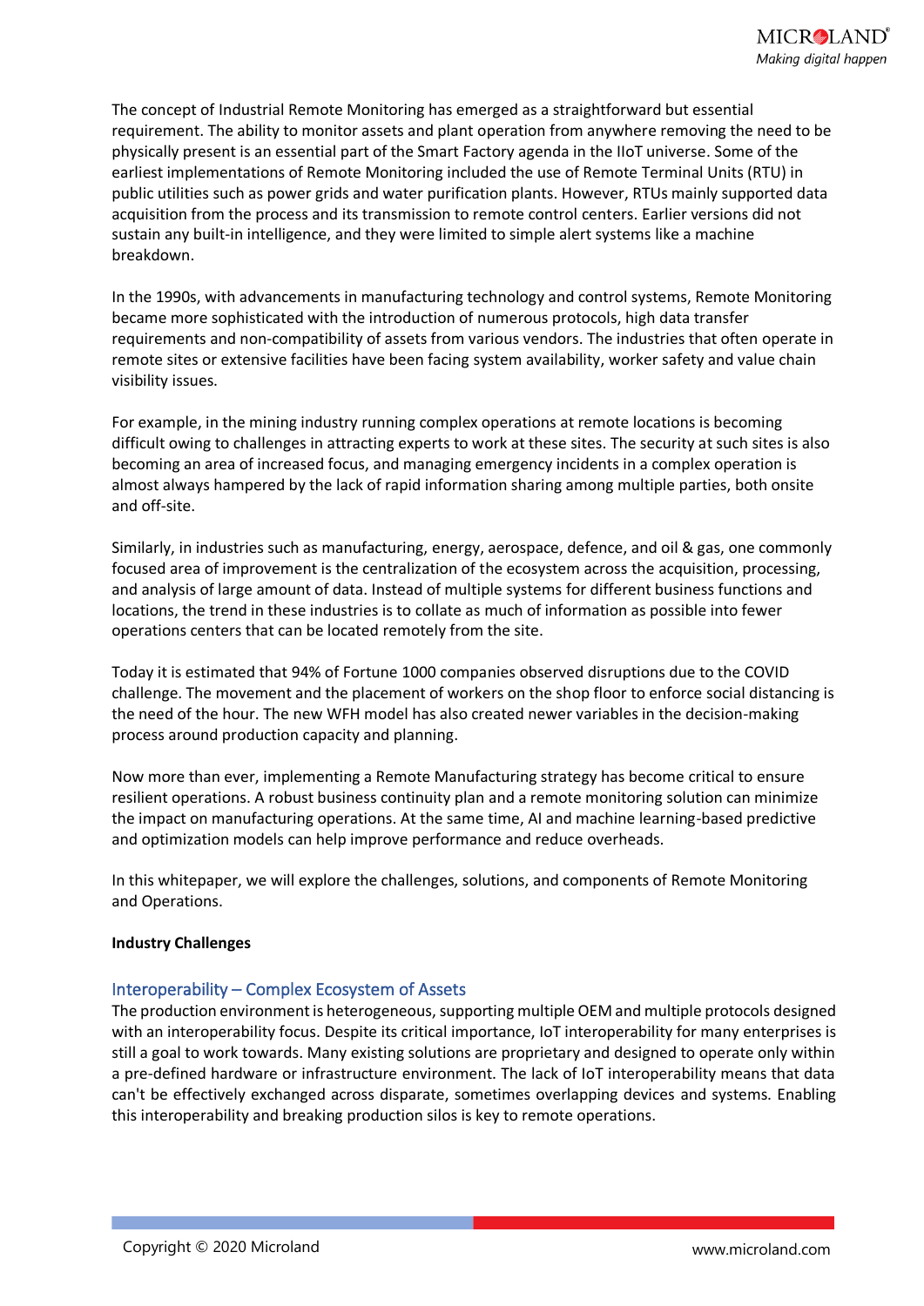The concept of Industrial Remote Monitoring has emerged as a straightforward but essential requirement. The ability to monitor assets and plant operation from anywhere removing the need to be physically present is an essential part of the Smart Factory agenda in the IIoT universe. Some of the earliest implementations of Remote Monitoring included the use of Remote Terminal Units (RTU) in public utilities such as power grids and water purification plants. However, RTUs mainly supported data acquisition from the process and its transmission to remote control centers. Earlier versions did not sustain any built-in intelligence, and they were limited to simple alert systems like a machine breakdown.

In the 1990s, with advancements in manufacturing technology and control systems, Remote Monitoring became more sophisticated with the introduction of numerous protocols, high data transfer requirements and non-compatibility of assets from various vendors. The industries that often operate in remote sites or extensive facilities have been facing system availability, worker safety and value chain visibility issues.

For example, in the mining industry running complex operations at remote locations is becoming difficult owing to challenges in attracting experts to work at these sites. The security at such sites is also becoming an area of increased focus, and managing emergency incidents in a complex operation is almost always hampered by the lack of rapid information sharing among multiple parties, both onsite and off-site.

Similarly, in industries such as manufacturing, energy, aerospace, defence, and oil & gas, one commonly focused area of improvement is the centralization of the ecosystem across the acquisition, processing, and analysis of large amount of data. Instead of multiple systems for different business functions and locations, the trend in these industries is to collate as much of information as possible into fewer operations centers that can be located remotely from the site.

Today it is estimated that 94% of Fortune 1000 companies observed disruptions due to the COVID challenge. The movement and the placement of workers on the shop floor to enforce social distancing is the need of the hour. The new WFH model has also created newer variables in the decision-making process around production capacity and planning.

Now more than ever, implementing a Remote Manufacturing strategy has become critical to ensure resilient operations. A robust business continuity plan and a remote monitoring solution can minimize the impact on manufacturing operations. At the same time, AI and machine learning-based predictive and optimization models can help improve performance and reduce overheads.

In this whitepaper, we will explore the challenges, solutions, and components of Remote Monitoring and Operations.

## Industry Challenges

### Interoperability – Complex Ecosystem of Assets

The production environment is heterogeneous, supporting multiple OEM and multiple protocols designed with an interoperability focus. Despite its critical importance, IoT interoperability for many enterprises is still a goal to work towards. Many existing solutions are proprietary and designed to operate only within a pre-defined hardware or infrastructure environment. The lack of IoT interoperability means that data can't be effectively exchanged across disparate, sometimes overlapping devices and systems. Enabling this interoperability and breaking production silos is key to remote operations.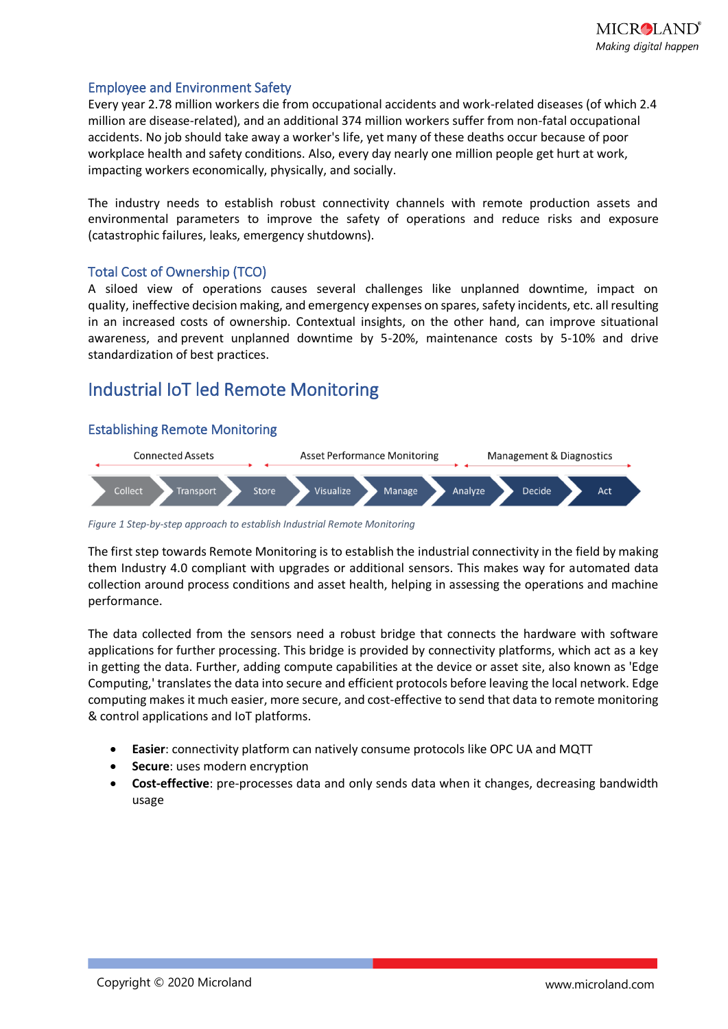### Employee and Environment Safety

Every year 2.78 million workers die from occupational accidents and work-related diseases (of which 2.4 million are disease-related), and an additional 374 million workers suffer from non-fatal occupational accidents. No job should take away a worker's life, yet many of these deaths occur because of poor workplace health and safety conditions. Also, every day nearly one million people get hurt at work, impacting workers economically, physically, and socially.

The industry needs to establish robust connectivity channels with remote production assets and environmental parameters to improve the safety of operations and reduce risks and exposure (catastrophic failures, leaks, emergency shutdowns).

### Total Cost of Ownership (TCO)

A siloed view of operations causes several challenges like unplanned downtime, impact on quality, ineffective decision making, and emergency expenses on spares, safety incidents, etc. all resulting in an increased costs of ownership. Contextual insights, on the other hand, can improve situational awareness, and prevent unplanned downtime by 5-20%, maintenance costs by 5-10% and drive standardization of best practices.

## Industrial IoT led Remote Monitoring

### Establishing Remote Monitoring

| Connected Assets | | | Asset Performance Monitoring | | | Management & Diagnostics | |
|---|---|---|---|---|---|---|---|
| Collect | Transport | Store | Visualize | Manage | Analyze | Decide | Act |

*Figure 1 Step-by-step approach to establish Industrial Remote Monitoring*

The first step towards Remote Monitoring is to establish the industrial connectivity in the field by making them Industry 4.0 compliant with upgrades or additional sensors. This makes way for automated data collection around process conditions and asset health, helping in assessing the operations and machine performance.

The data collected from the sensors need a robust bridge that connects the hardware with software applications for further processing. This bridge is provided by connectivity platforms, which act as a key in getting the data. Further, adding compute capabilities at the device or asset site, also known as 'Edge Computing,' translates the data into secure and efficient protocols before leaving the local network. Edge computing makes it much easier, more secure, and cost-effective to send that data to remote monitoring & control applications and IoT platforms.

- **Easier**: connectivity platform can natively consume protocols like OPC UA and MQTT
- **Secure**: uses modern encryption
- **Cost-effective**: pre-processes data and only sends data when it changes, decreasing bandwidth usage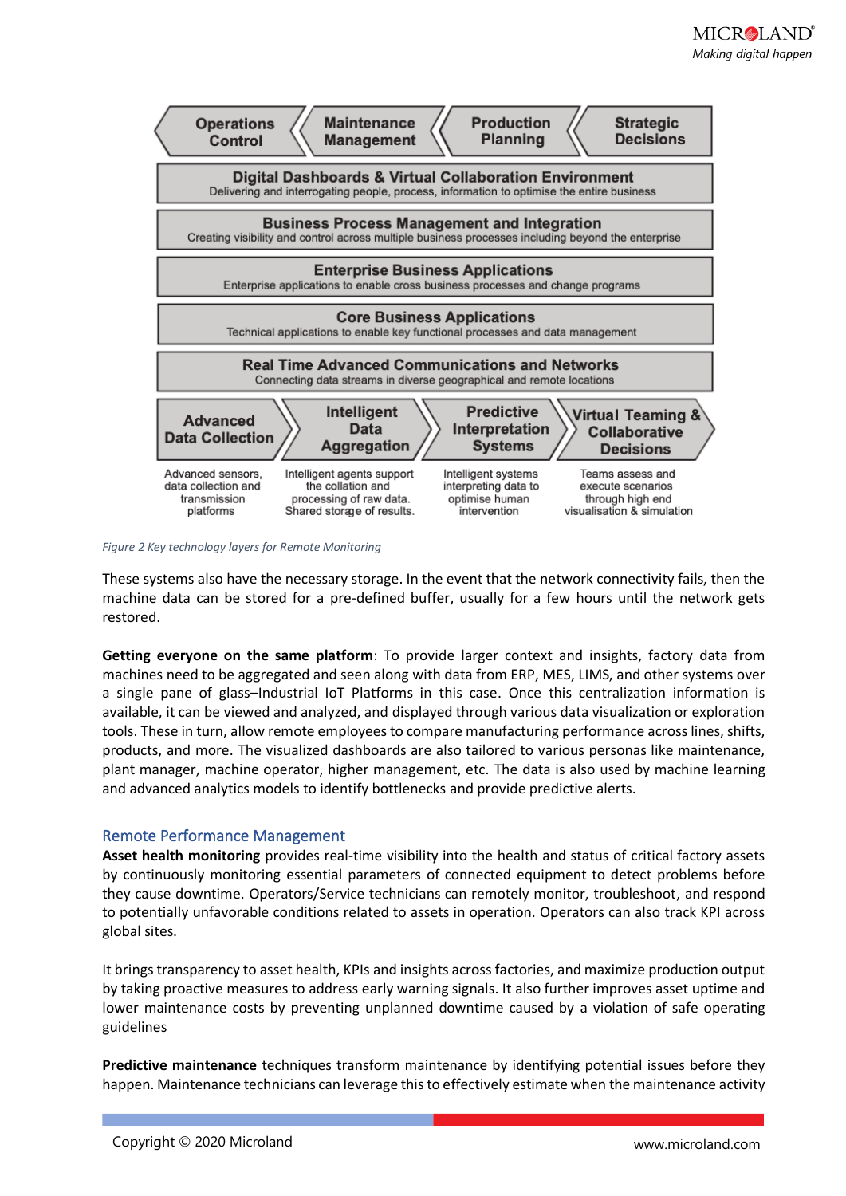Operations Control | Maintenance Management | Production Planning | Strategic Decisions

**Digital Dashboards & Virtual Collaboration Environment**
Delivering and interrogating people, process, information to optimise the entire business

**Business Process Management and Integration**
Creating visibility and control across multiple business processes including beyond the enterprise

**Enterprise Business Applications**
Enterprise applications to enable cross business processes and change programs

**Core Business Applications**
Technical applications to enable key functional processes and data management

**Real Time Advanced Communications and Networks**
Connecting data streams in diverse geographical and remote locations

| Advanced Data Collection | Intelligent Data Aggregation | Predictive Interpretation Systems | Virtual Teaming & Collaborative Decisions |
|---|---|---|---|
| Advanced sensors, data collection and transmission platforms | Intelligent agents support the collation and processing of raw data. Shared storage of results. | Intelligent systems interpreting data to optimise human intervention | Teams assess and execute scenarios through high end visualisation & simulation |

*Figure 2 Key technology layers for Remote Monitoring*

These systems also have the necessary storage. In the event that the network connectivity fails, then the machine data can be stored for a pre-defined buffer, usually for a few hours until the network gets restored.

**Getting everyone on the same platform**: To provide larger context and insights, factory data from machines need to be aggregated and seen along with data from ERP, MES, LIMS, and other systems over a single pane of glass–Industrial IoT Platforms in this case. Once this centralization information is available, it can be viewed and analyzed, and displayed through various data visualization or exploration tools. These in turn, allow remote employees to compare manufacturing performance across lines, shifts, products, and more. The visualized dashboards are also tailored to various personas like maintenance, plant manager, machine operator, higher management, etc. The data is also used by machine learning and advanced analytics models to identify bottlenecks and provide predictive alerts.

## Remote Performance Management

**Asset health monitoring** provides real-time visibility into the health and status of critical factory assets by continuously monitoring essential parameters of connected equipment to detect problems before they cause downtime. Operators/Service technicians can remotely monitor, troubleshoot, and respond to potentially unfavorable conditions related to assets in operation. Operators can also track KPI across global sites.

It brings transparency to asset health, KPIs and insights across factories, and maximize production output by taking proactive measures to address early warning signals. It also further improves asset uptime and lower maintenance costs by preventing unplanned downtime caused by a violation of safe operating guidelines

**Predictive maintenance** techniques transform maintenance by identifying potential issues before they happen. Maintenance technicians can leverage this to effectively estimate when the maintenance activity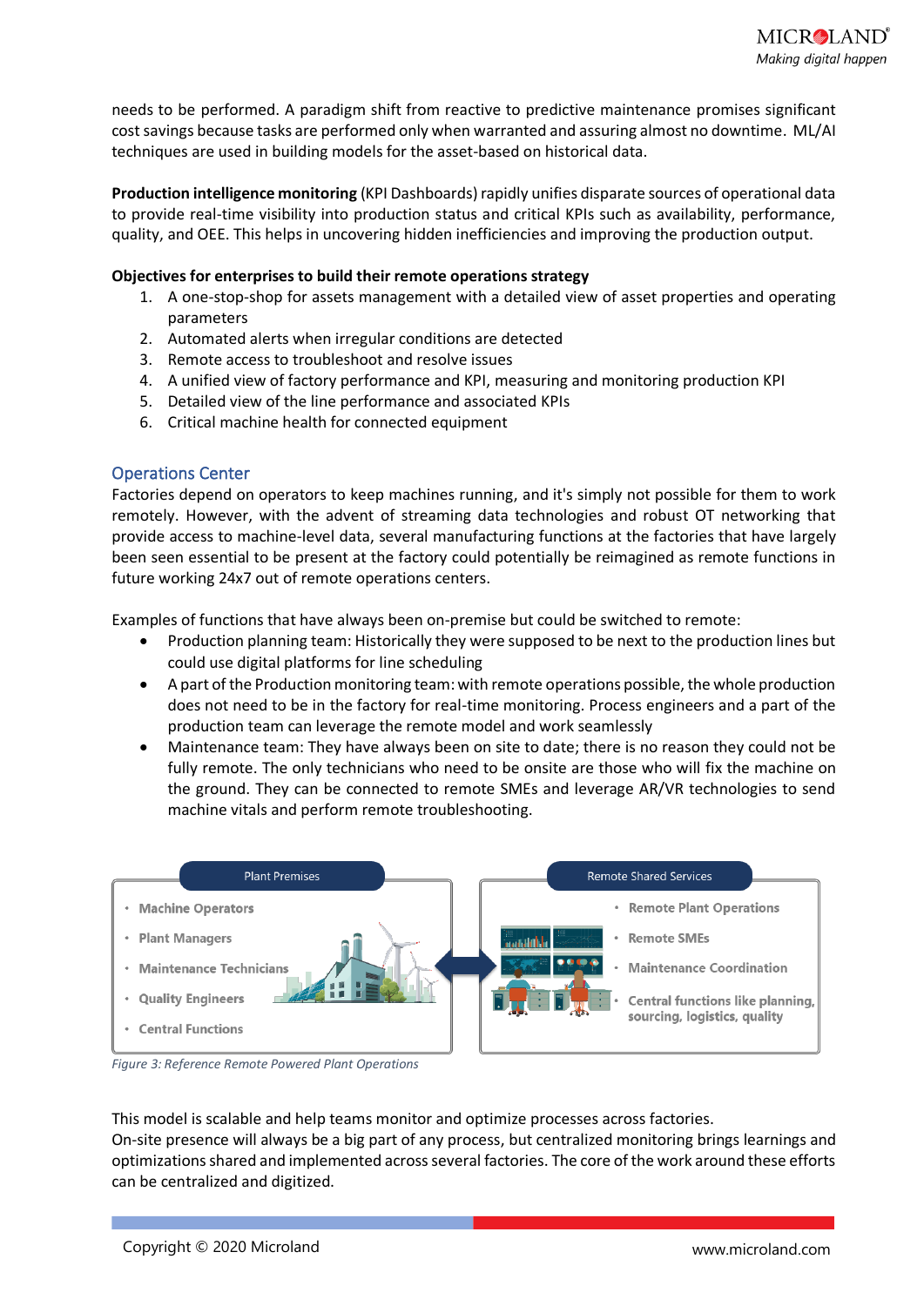needs to be performed. A paradigm shift from reactive to predictive maintenance promises significant cost savings because tasks are performed only when warranted and assuring almost no downtime. ML/AI techniques are used in building models for the asset-based on historical data.

**Production intelligence monitoring** (KPI Dashboards) rapidly unifies disparate sources of operational data to provide real-time visibility into production status and critical KPIs such as availability, performance, quality, and OEE. This helps in uncovering hidden inefficiencies and improving the production output.

**Objectives for enterprises to build their remote operations strategy**

1. A one-stop-shop for assets management with a detailed view of asset properties and operating parameters
2. Automated alerts when irregular conditions are detected
3. Remote access to troubleshoot and resolve issues
4. A unified view of factory performance and KPI, measuring and monitoring production KPI
5. Detailed view of the line performance and associated KPIs
6. Critical machine health for connected equipment

## Operations Center

Factories depend on operators to keep machines running, and it's simply not possible for them to work remotely. However, with the advent of streaming data technologies and robust OT networking that provide access to machine-level data, several manufacturing functions at the factories that have largely been seen essential to be present at the factory could potentially be reimagined as remote functions in future working 24x7 out of remote operations centers.

Examples of functions that have always been on-premise but could be switched to remote:

- Production planning team: Historically they were supposed to be next to the production lines but could use digital platforms for line scheduling
- A part of the Production monitoring team: with remote operations possible, the whole production does not need to be in the factory for real-time monitoring. Process engineers and a part of the production team can leverage the remote model and work seamlessly
- Maintenance team: They have always been on site to date; there is no reason they could not be fully remote. The only technicians who need to be onsite are those who will fix the machine on the ground. They can be connected to remote SMEs and leverage AR/VR technologies to send machine vitals and perform remote troubleshooting.

| Plant Premises | Remote Shared Services |
|---|---|
| Machine Operators | Remote Plant Operations |
| Plant Managers | Remote SMEs |
| Maintenance Technicians | Maintenance Coordination |
| Quality Engineers | Central functions like planning, sourcing, logistics, quality |
| Central Functions | |

*Figure 3: Reference Remote Powered Plant Operations*

This model is scalable and help teams monitor and optimize processes across factories.
On-site presence will always be a big part of any process, but centralized monitoring brings learnings and optimizations shared and implemented across several factories. The core of the work around these efforts can be centralized and digitized.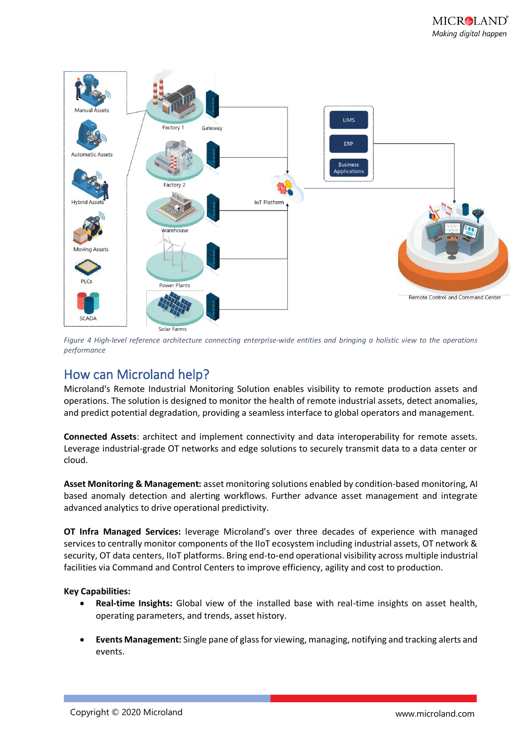*Figure 4 High-level reference architecture connecting enterprise-wide entities and bringing a holistic view to the operations performance*

## How can Microland help?

Microland's Remote Industrial Monitoring Solution enables visibility to remote production assets and operations. The solution is designed to monitor the health of remote industrial assets, detect anomalies, and predict potential degradation, providing a seamless interface to global operators and management.

**Connected Assets**: architect and implement connectivity and data interoperability for remote assets. Leverage industrial-grade OT networks and edge solutions to securely transmit data to a data center or cloud.

**Asset Monitoring & Management:** asset monitoring solutions enabled by condition-based monitoring, AI based anomaly detection and alerting workflows. Further advance asset management and integrate advanced analytics to drive operational predictivity.

**OT Infra Managed Services:** leverage Microland's over three decades of experience with managed services to centrally monitor components of the IIoT ecosystem including industrial assets, OT network & security, OT data centers, IIoT platforms. Bring end-to-end operational visibility across multiple industrial facilities via Command and Control Centers to improve efficiency, agility and cost to production.

**Key Capabilities:**

- **Real-time Insights:** Global view of the installed base with real-time insights on asset health, operating parameters, and trends, asset history.
- **Events Management:** Single pane of glass for viewing, managing, notifying and tracking alerts and events.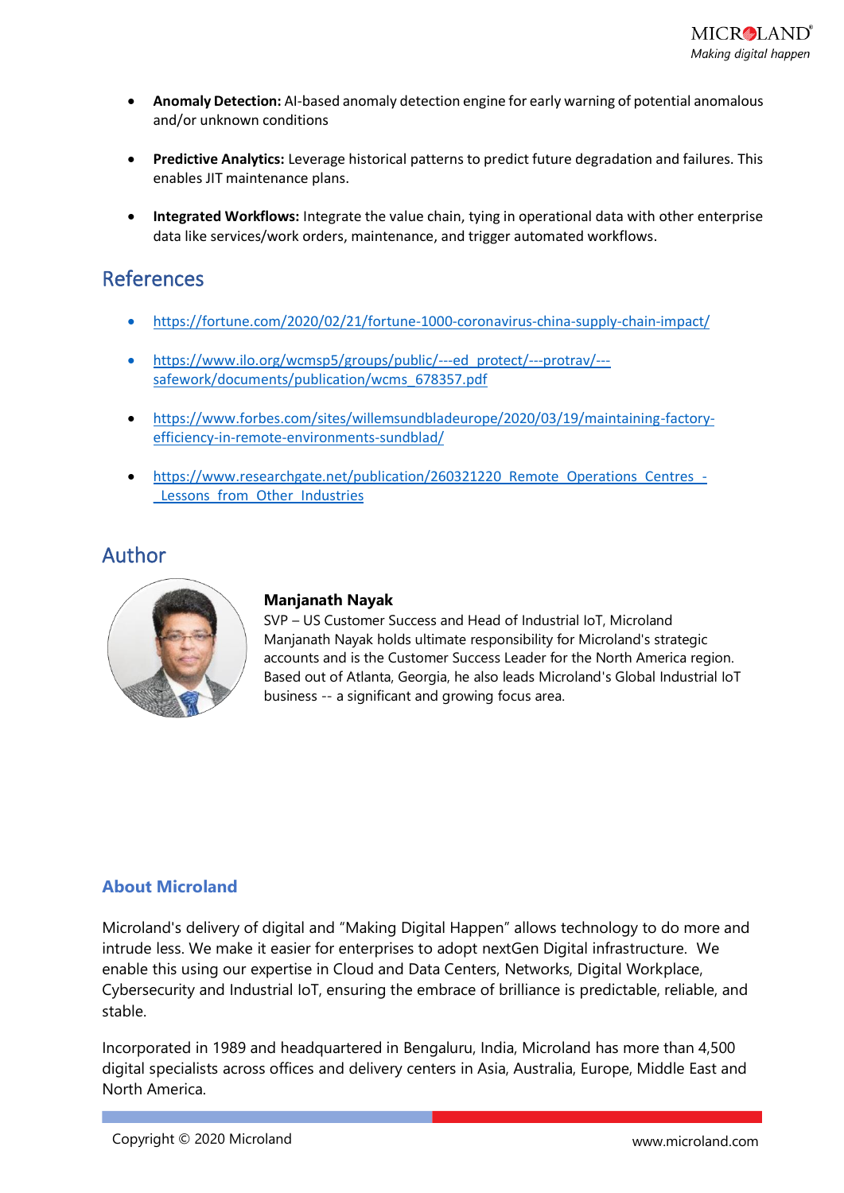- **Anomaly Detection:** AI-based anomaly detection engine for early warning of potential anomalous and/or unknown conditions

- **Predictive Analytics:** Leverage historical patterns to predict future degradation and failures. This enables JIT maintenance plans.

- **Integrated Workflows:** Integrate the value chain, tying in operational data with other enterprise data like services/work orders, maintenance, and trigger automated workflows.

## References

- https://fortune.com/2020/02/21/fortune-1000-coronavirus-china-supply-chain-impact/

- https://www.ilo.org/wcmsp5/groups/public/---ed_protect/---protrav/---safework/documents/publication/wcms_678357.pdf

- https://www.forbes.com/sites/willemsundbladeurope/2020/03/19/maintaining-factory-efficiency-in-remote-environments-sundblad/

- https://www.researchgate.net/publication/260321220_Remote_Operations_Centres_-_Lessons_from_Other_Industries

## Author

**Manjanath Nayak**

SVP – US Customer Success and Head of Industrial IoT, Microland

Manjanath Nayak holds ultimate responsibility for Microland's strategic accounts and is the Customer Success Leader for the North America region. Based out of Atlanta, Georgia, he also leads Microland's Global Industrial IoT business -- a significant and growing focus area.

### About Microland

Microland's delivery of digital and "Making Digital Happen" allows technology to do more and intrude less. We make it easier for enterprises to adopt nextGen Digital infrastructure. We enable this using our expertise in Cloud and Data Centers, Networks, Digital Workplace, Cybersecurity and Industrial IoT, ensuring the embrace of brilliance is predictable, reliable, and stable.

Incorporated in 1989 and headquartered in Bengaluru, India, Microland has more than 4,500 digital specialists across offices and delivery centers in Asia, Australia, Europe, Middle East and North America.